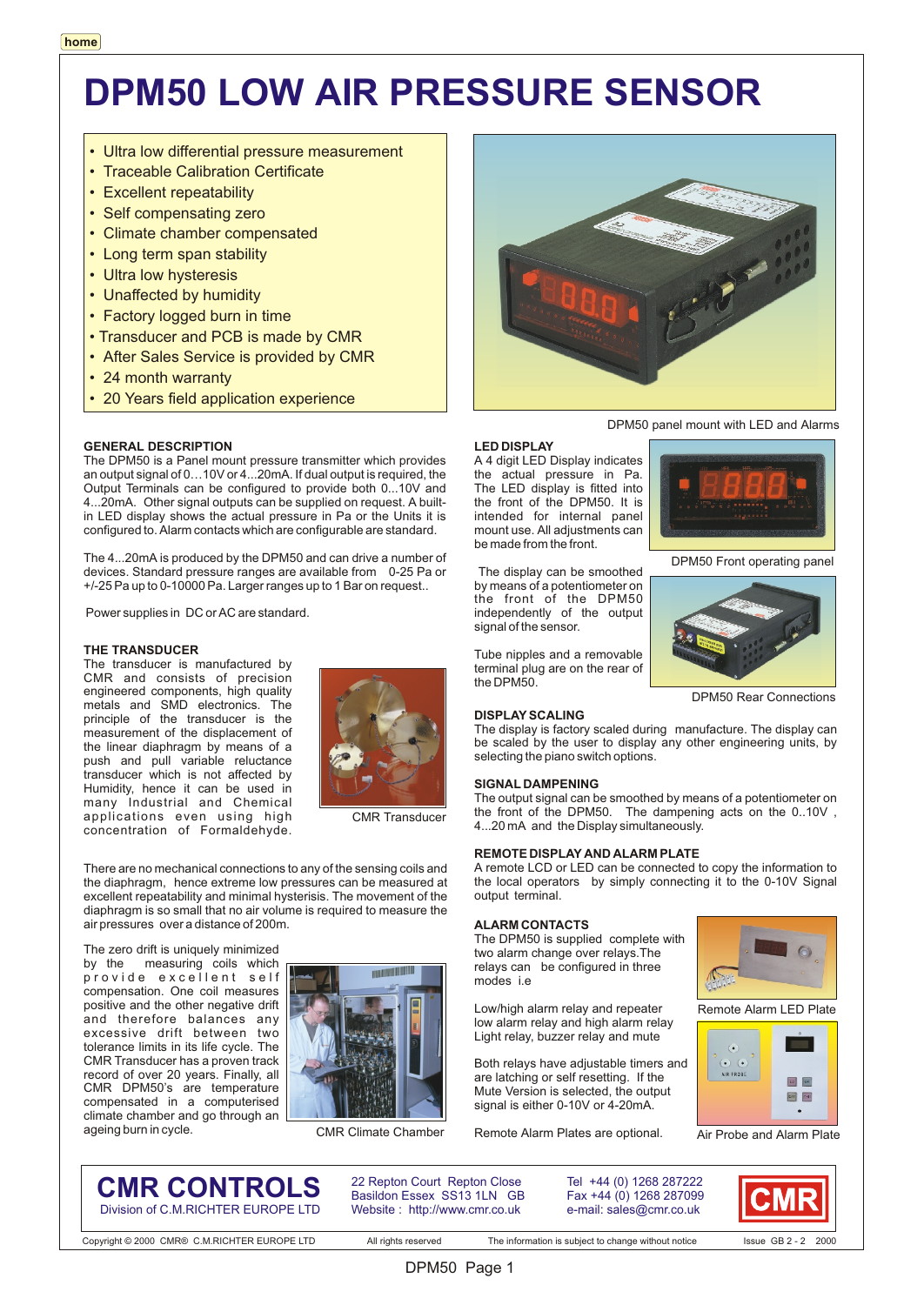# DPM50 LOW AIR PRESSURE SENSOR

- Ultra low differential pressure measurement
- Traceable Calibration Certificate
- Excellent repeatability
- Self compensating zero
- Climate chamber compensated
- Long term span stability
- Ultra low hysteresis
- Unaffected by humidity
- Factory logged burn in time
- Transducer and PCB is made by CMR
- After Sales Service is provided by CMR
- 24 month warranty
- 20 Years field application experience

DPM50 panel mount with LED and Alarms

## GENERAL DESCRIPTION

The DPM50 is a Panel mount pressure transmitter which provides an output signal of 0…10V or 4...20mA. If dual output is required, the Output Terminals can be configured to provide both 0...10V and 4...20mA. Other signal outputs can be supplied on request. A built-in LED display shows the actual pressure in Pa or the Units it is configured to. Alarm contacts which are configurable are standard.

The 4...20mA is produced by the DPM50 and can drive a number of devices. Standard pressure ranges are available from 0-25 Pa or +/-25 Pa up to 0-10000 Pa. Larger ranges up to 1 Bar on request..

Power supplies in DC or AC are standard.

## THE TRANSDUCER

The transducer is manufactured by CMR and consists of precision engineered components, high quality metals and SMD electronics. The principle of the transducer is the measurement of the displacement of the linear diaphragm by means of a push and pull variable reluctance transducer which is not affected by Humidity, hence it can be used in many Industrial and Chemical applications even using high concentration of Formaldehyde.

CMR Transducer

There are no mechanical connections to any of the sensing coils and the diaphragm, hence extreme low pressures can be measured at excellent repeatability and minimal hysterisis. The movement of the diaphragm is so small that no air volume is required to measure the air pressures over a distance of 200m.

The zero drift is uniquely minimized by the measuring coils which provide excellent self compensation. One coil measures positive and the other negative drift and therefore balances any excessive drift between two tolerance limits in its life cycle. The CMR Transducer has a proven track record of over 20 years. Finally, all CMR DPM50's are temperature compensated in a computerised climate chamber and go through an ageing burn in cycle.

CMR Climate Chamber

## LED DISPLAY

A 4 digit LED Display indicates the actual pressure in Pa. The LED display is fitted into the front of the DPM50. It is intended for internal panel mount use. All adjustments can be made from the front.

DPM50 Front operating panel

The display can be smoothed by means of a potentiometer on the front of the DPM50 independently of the output signal of the sensor.

Tube nipples and a removable terminal plug are on the rear of the DPM50.

DPM50 Rear Connections

## DISPLAY SCALING

The display is factory scaled during manufacture. The display can be scaled by the user to display any other engineering units, by selecting the piano switch options.

## SIGNAL DAMPENING

The output signal can be smoothed by means of a potentiometer on the front of the DPM50. The dampening acts on the 0..10V , 4...20 mA and the Display simultaneously.

## REMOTE DISPLAY AND ALARM PLATE

A remote LCD or LED can be connected to copy the information to the local operators by simply connecting it to the 0-10V Signal output terminal.

## ALARM CONTACTS

The DPM50 is supplied complete with two alarm change over relays.The relays can be configured in three modes i.e

Low/high alarm relay and repeater
low alarm relay and high alarm relay
Light relay, buzzer relay and mute

Both relays have adjustable timers and are latching or self resetting. If the Mute Version is selected, the output signal is either 0-10V or 4-20mA.

Remote Alarm Plates are optional.

Remote Alarm LED Plate

Air Probe and Alarm Plate

**CMR CONTROLS**
Division of C.M.RICHTER EUROPE LTD

22 Repton Court Repton Close
Basildon Essex SS13 1LN GB
Website : http://www.cmr.co.uk

Tel +44 (0) 1268 287222
Fax +44 (0) 1268 287099
e-mail: sales@cmr.co.uk

Copyright © 2000 CMR® C.M.RICHTER EUROPE LTD | All rights reserved | The information is subject to change without notice | Issue GB 2 - 2 2000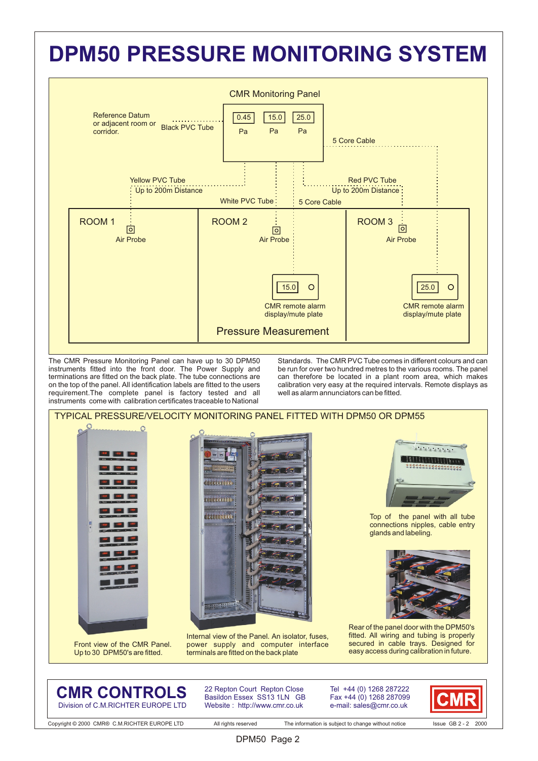# DPM50 PRESSURE MONITORING SYSTEM

CMR Monitoring Panel

0.45 Pa | 15.0 Pa | 25.0 Pa

Reference Datum or adjacent room or corridor.

Black PVC Tube

5 Core Cable

Yellow PVC Tube
Up to 200m Distance

White PVC Tube

5 Core Cable

Red PVC Tube
Up to 200m Distance

ROOM 1 — Air Probe

ROOM 2 — Air Probe — 15.0 — CMR remote alarm display/mute plate

ROOM 3 — Air Probe — 25.0 — CMR remote alarm display/mute plate

Pressure Measurement

The CMR Pressure Monitoring Panel can have up to 30 DPM50 instruments fitted into the front door. The Power Supply and terminations are fitted on the back plate. The tube connections are on the top of the panel. All identification labels are fitted to the users requirement.The complete panel is factory tested and all instruments come with calibration certificates traceable to National Standards. The CMR PVC Tube comes in different colours and can be run for over two hundred metres to the various rooms. The panel can therefore be located in a plant room area, which makes calibration very easy at the required intervals. Remote displays as well as alarm annunciators can be fitted.

## TYPICAL PRESSURE/VELOCITY MONITORING PANEL FITTED WITH DPM50 OR DPM55

Front view of the CMR Panel. Up to 30 DPM50's are fitted.

Internal view of the Panel. An isolator, fuses, power supply and computer interface terminals are fitted on the back plate

Top of the panel with all tube connections nipples, cable entry glands and labeling.

Rear of the panel door with the DPM50's fitted. All wiring and tubing is properly secured in cable trays. Designed for easy access during calibration in future.

**CMR CONTROLS**
Division of C.M.RICHTER EUROPE LTD

22 Repton Court Repton Close
Basildon Essex SS13 1LN GB
Website : http://www.cmr.co.uk

Tel +44 (0) 1268 287222
Fax +44 (0) 1268 287099
e-mail: sales@cmr.co.uk

Copyright © 2000 CMR® C.M.RICHTER EUROPE LTD — All rights reserved — The information is subject to change without notice — Issue GB 2 - 2 2000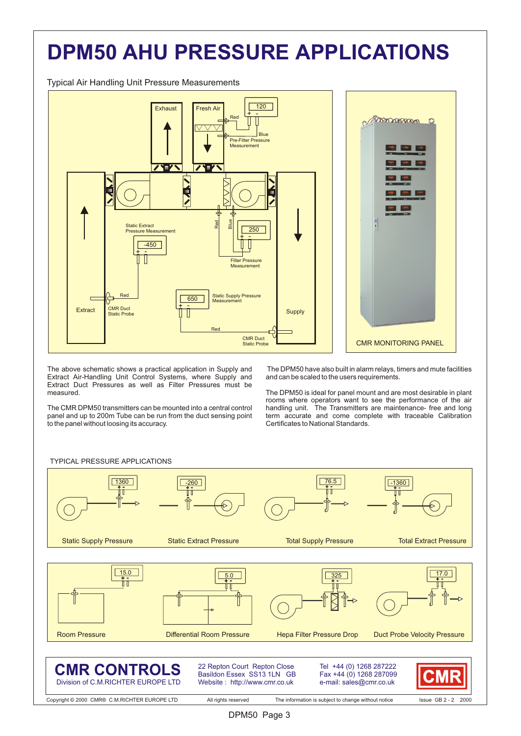# DPM50 AHU PRESSURE APPLICATIONS

Typical Air Handling Unit Pressure Measurements

Exhaust | Fresh Air | 120 | Red | Blue | Pre-Filter Pressure Measurement

Static Extract Pressure Measurement | -450 | Red | Blue | 250 | Filter Pressure Measurement

Red | CMR Duct Static Probe | Extract | 650 | Static Supply Pressure Measurement | Supply | Red | CMR Duct Static Probe

CMR MONITORING PANEL

The above schematic shows a practical application in Supply and Extract Air-Handling Unit Control Systems, where Supply and Extract Duct Pressures as well as Filter Pressures must be measured.

The CMR DPM50 transmitters can be mounted into a central control panel and up to 200m Tube can be run from the duct sensing point to the panel without loosing its accuracy.

The DPM50 have also built in alarm relays, timers and mute facilities and can be scaled to the users requirements.

The DPM50 is ideal for panel mount and are most desirable in plant rooms where operators want to see the performance of the air handling unit. The Transmitters are maintenance- free and long term accurate and come complete with traceable Calibration Certificates to National Standards.

TYPICAL PRESSURE APPLICATIONS

1360 — Static Supply Pressure
-260 — Static Extract Pressure
76.5 — Total Supply Pressure
-1360 — Total Extract Pressure

15.0 — Room Pressure
5.0 — Differential Room Pressure
325 — Hepa Filter Pressure Drop
17.0 — Duct Probe Velocity Pressure

**CMR CONTROLS**
Division of C.M.RICHTER EUROPE LTD

22 Repton Court Repton Close
Basildon Essex SS13 1LN GB
Website : http://www.cmr.co.uk

Tel +44 (0) 1268 287222
Fax +44 (0) 1268 287099
e-mail: sales@cmr.co.uk

CMR

Copyright © 2000 CMR® C.M.RICHTER EUROPE LTD | All rights reserved | The information is subject to change without notice | Issue GB 2 - 2 2000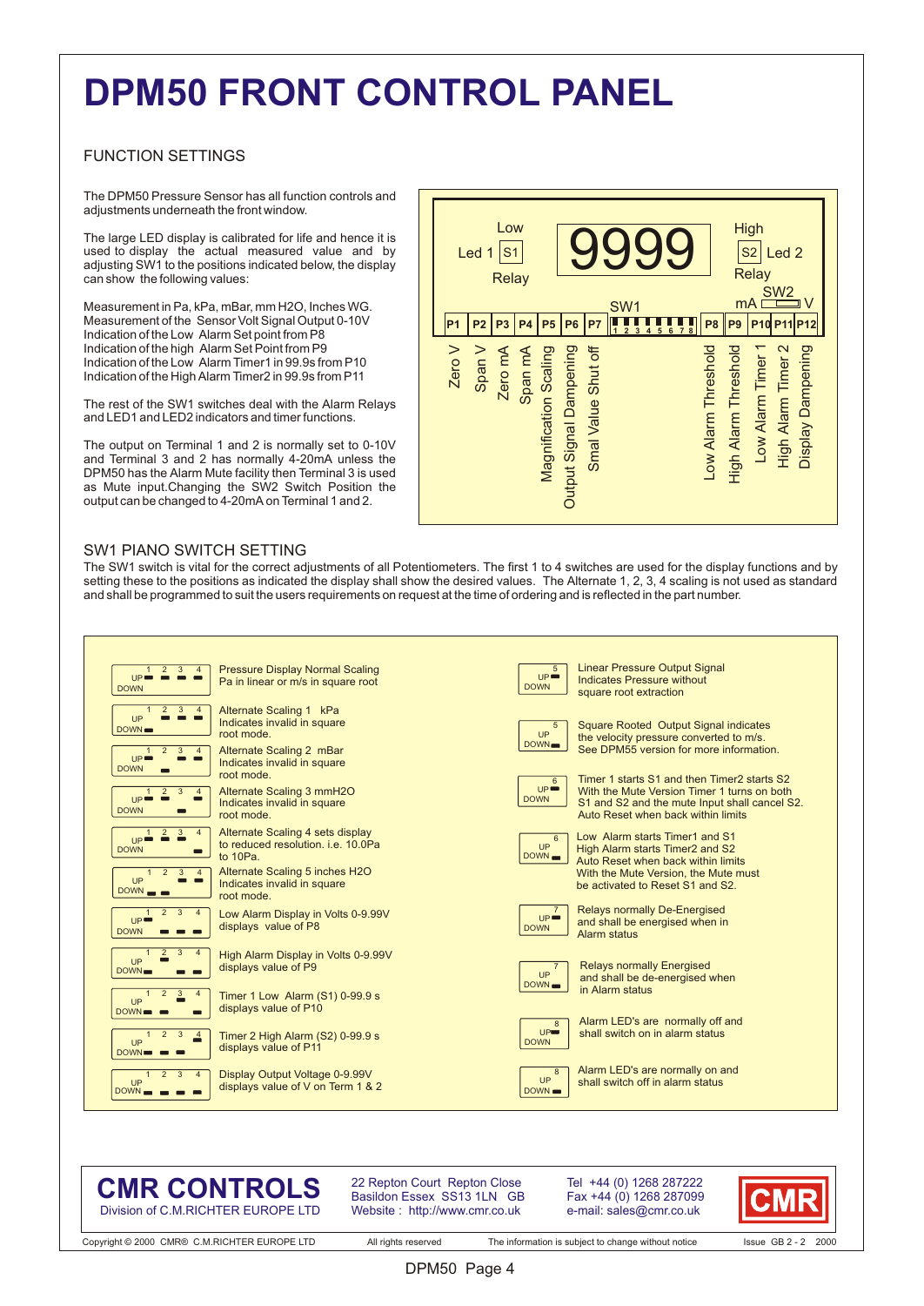# DPM50 FRONT CONTROL PANEL

## FUNCTION SETTINGS

The DPM50 Pressure Sensor has all function controls and adjustments underneath the front window.

The large LED display is calibrated for life and hence it is used to display the actual measured value and by adjusting SW1 to the positions indicated below, the display can show the following values:

Measurement in Pa, kPa, mBar, mm H2O, Inches WG.
Measurement of the Sensor Volt Signal Output 0-10V
Indication of the Low Alarm Set point from P8
Indication of the high Alarm Set Point from P9
Indication of the Low Alarm Timer1 in 99.9s from P10
Indication of the High Alarm Timer2 in 99.9s from P11

The rest of the SW1 switches deal with the Alarm Relays and LED1 and LED2 indicators and timer functions.

The output on Terminal 1 and 2 is normally set to 0-10V and Terminal 3 and 2 has normally 4-20mA unless the DPM50 has the Alarm Mute facility then Terminal 3 is used as Mute input.Changing the SW2 Switch Position the output can be changed to 4-20mA on Terminal 1 and 2.

Low Led 1 S1 Relay — 9999 — High S2 Led 2 Relay — SW1 — SW2 mA / V

| P1 | P2 | P3 | P4 | P5 | P6 | P7 | SW1 (1–8) | P8 | P9 | P10 | P11 | P12 |
|---|---|---|---|---|---|---|---|---|---|---|---|---|
| Zero V | Span V | Zero mA | Span mA | Magnification Scaling | Output Signal Dampening | Smal Value Shut off | | Low Alarm Threshold | High Alarm Threshold | Low Alarm Timer 1 | High Alarm Timer 2 | Display Dampening |

## SW1 PIANO SWITCH SETTING

The SW1 switch is vital for the correct adjustments of all Potentiometers. The first 1 to 4 switches are used for the display functions and by setting these to the positions as indicated the display shall show the desired values. The Alternate 1, 2, 3, 4 scaling is not used as standard and shall be programmed to suit the users requirements on request at the time of ordering and is reflected in the part number.

| Switch 1 | Switch 2 | Switch 3 | Switch 4 | Function |
|---|---|---|---|---|
| UP | UP | UP | UP | Pressure Display Normal Scaling Pa in linear or m/s in square root |
| DOWN | UP | UP | UP | Alternate Scaling 1 kPa Indicates invalid in square root mode. |
| UP | DOWN | UP | UP | Alternate Scaling 2 mBar Indicates invalid in square root mode. |
| UP | UP | DOWN | UP | Alternate Scaling 3 mmH2O Indicates invalid in square root mode. |
| UP | UP | UP | DOWN | Alternate Scaling 4 sets display to reduced resolution. i.e. 10.0Pa to 10Pa. |
| DOWN | DOWN | UP | UP | Alternate Scaling 5 inches H2O Indicates invalid in square root mode. |
| UP | DOWN | DOWN | DOWN | Low Alarm Display in Volts 0-9.99V displays value of P8 |
| DOWN | UP | DOWN | DOWN | High Alarm Display in Volts 0-9.99V displays value of P9 |
| DOWN | DOWN | UP | DOWN | Timer 1 Low Alarm (S1) 0-99.9 s displays value of P10 |
| DOWN | DOWN | DOWN | UP | Timer 2 High Alarm (S2) 0-99.9 s displays value of P11 |
| DOWN | DOWN | DOWN | DOWN | Display Output Voltage 0-9.99V displays value of V on Term 1 & 2 |

| Switch | Position | Function |
|---|---|---|
| 5 | UP | Linear Pressure Output Signal Indicates Pressure without square root extraction |
| 5 | DOWN | Square Rooted Output Signal indicates the velocity pressure converted to m/s. See DPM55 version for more information. |
| 6 | UP | Timer 1 starts S1 and then Timer2 starts S2 With the Mute Version Timer 1 turns on both S1 and S2 and the mute Input shall cancel S2. Auto Reset when back within limits |
| 6 | DOWN | Low Alarm starts Timer1 and S1 High Alarm starts Timer2 and S2 Auto Reset when back within limits With the Mute Version, the Mute must be activated to Reset S1 and S2. |
| 7 | UP | Relays normally De-Energised and shall be energised when in Alarm status |
| 7 | DOWN | Relays normally Energised and shall be de-energised when in Alarm status |
| 8 | UP | Alarm LED's are normally off and shall switch on in alarm status |
| 8 | DOWN | Alarm LED's are normally on and shall switch off in alarm status |

**CMR CONTROLS**
Division of C.M.RICHTER EUROPE LTD

22 Repton Court Repton Close
Basildon Essex SS13 1LN GB
Website : http://www.cmr.co.uk

Tel +44 (0) 1268 287222
Fax +44 (0) 1268 287099
e-mail: sales@cmr.co.uk

Copyright © 2000 CMR® C.M.RICHTER EUROPE LTD — All rights reserved — The information is subject to change without notice — Issue GB 2 - 2 2000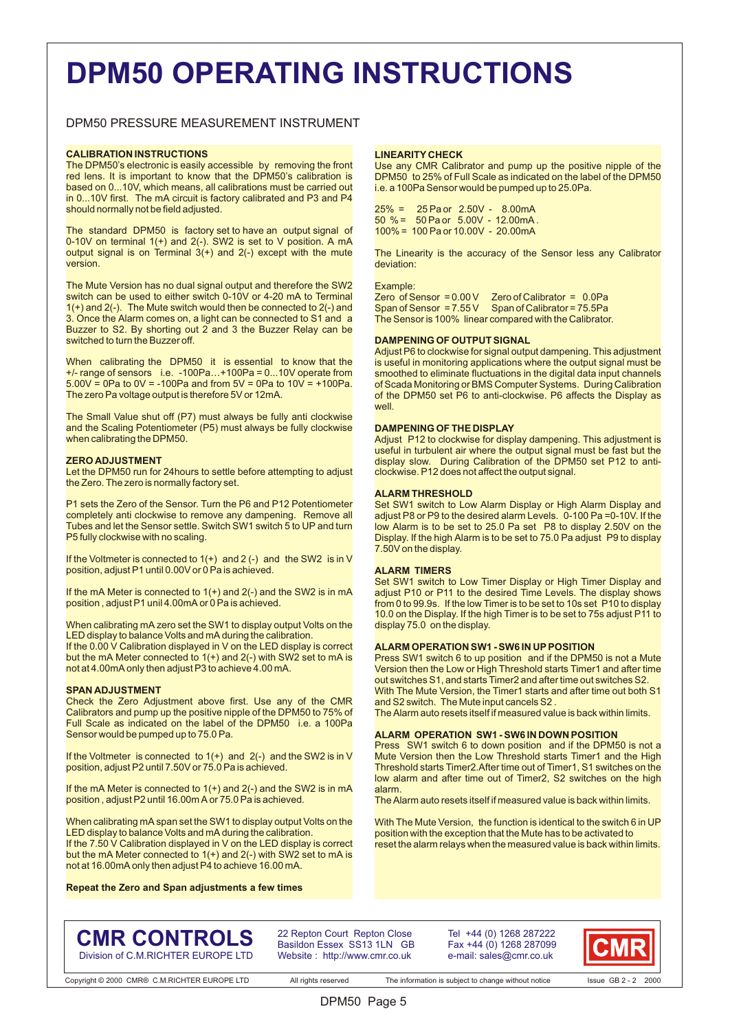# DPM50 OPERATING INSTRUCTIONS

DPM50 PRESSURE MEASUREMENT INSTRUMENT

**CALIBRATION INSTRUCTIONS**

The DPM50's electronic is easily accessible by removing the front red lens. It is important to know that the DPM50's calibration is based on 0...10V, which means, all calibrations must be carried out in 0...10V first. The mA circuit is factory calibrated and P3 and P4 should normally not be field adjusted.

The standard DPM50 is factory set to have an output signal of 0-10V on terminal 1(+) and 2(-). SW2 is set to V position. A mA output signal is on Terminal 3(+) and 2(-) except with the mute version.

The Mute Version has no dual signal output and therefore the SW2 switch can be used to either switch 0-10V or 4-20 mA to Terminal 1(+) and 2(-). The Mute switch would then be connected to 2(-) and 3. Once the Alarm comes on, a light can be connected to S1 and a Buzzer to S2. By shorting out 2 and 3 the Buzzer Relay can be switched to turn the Buzzer off.

When calibrating the DPM50 it is essential to know that the +/- range of sensors i.e. -100Pa…+100Pa = 0...10V operate from 5.00V = 0Pa to 0V = -100Pa and from 5V = 0Pa to 10V = +100Pa. The zero Pa voltage output is therefore 5V or 12mA.

The Small Value shut off (P7) must always be fully anti clockwise and the Scaling Potentiometer (P5) must always be fully clockwise when calibrating the DPM50.

**ZERO ADJUSTMENT**

Let the DPM50 run for 24hours to settle before attempting to adjust the Zero. The zero is normally factory set.

P1 sets the Zero of the Sensor. Turn the P6 and P12 Potentiometer completely anti clockwise to remove any dampening. Remove all Tubes and let the Sensor settle. Switch SW1 switch 5 to UP and turn P5 fully clockwise with no scaling.

If the Voltmeter is connected to 1(+) and 2 (-) and the SW2 is in V position, adjust P1 until 0.00V or 0 Pa is achieved.

If the mA Meter is connected to 1(+) and 2(-) and the SW2 is in mA position , adjust P1 unil 4.00mA or 0 Pa is achieved.

When calibrating mA zero set the SW1 to display output Volts on the LED display to balance Volts and mA during the calibration.
If the 0.00 V Calibration displayed in V on the LED display is correct but the mA Meter connected to 1(+) and 2(-) with SW2 set to mA is not at 4.00mA only then adjust P3 to achieve 4.00 mA.

**SPAN ADJUSTMENT**

Check the Zero Adjustment above first. Use any of the CMR Calibrators and pump up the positive nipple of the DPM50 to 75% of Full Scale as indicated on the label of the DPM50 i.e. a 100Pa Sensor would be pumped up to 75.0 Pa.

If the Voltmeter is connected to 1(+) and 2(-) and the SW2 is in V position, adjust P2 until 7.50V or 75.0 Pa is achieved.

If the mA Meter is connected to 1(+) and 2(-) and the SW2 is in mA position , adjust P2 until 16.00m A or 75.0 Pa is achieved.

When calibrating mA span set the SW1 to display output Volts on the LED display to balance Volts and mA during the calibration.
If the 7.50 V Calibration displayed in V on the LED display is correct but the mA Meter connected to 1(+) and 2(-) with SW2 set to mA is not at 16.00mA only then adjust P4 to achieve 16.00 mA.

**Repeat the Zero and Span adjustments a few times**

**LINEARITY CHECK**

Use any CMR Calibrator and pump up the positive nipple of the DPM50 to 25% of Full Scale as indicated on the label of the DPM50 i.e. a 100Pa Sensor would be pumped up to 25.0Pa.

25% = 25 Pa or 2.50V - 8.00mA
50 % = 50 Pa or 5.00V - 12.00mA .
100% = 100 Pa or 10.00V - 20.00mA

The Linearity is the accuracy of the Sensor less any Calibrator deviation:

Example:
Zero of Sensor = 0.00 V Zero of Calibrator = 0.0Pa
Span of Sensor = 7.55 V Span of Calibrator = 75.5Pa
The Sensor is 100% linear compared with the Calibrator.

**DAMPENING OF OUTPUT SIGNAL**

Adjust P6 to clockwise for signal output dampening. This adjustment is useful in monitoring applications where the output signal must be smoothed to eliminate fluctuations in the digital data input channels of Scada Monitoring or BMS Computer Systems. During Calibration of the DPM50 set P6 to anti-clockwise. P6 affects the Display as well.

**DAMPENING OF THE DISPLAY**

Adjust P12 to clockwise for display dampening. This adjustment is useful in turbulent air where the output signal must be fast but the display slow. During Calibration of the DPM50 set P12 to anti-clockwise. P12 does not affect the output signal.

**ALARM THRESHOLD**

Set SW1 switch to Low Alarm Display or High Alarm Display and adjust P8 or P9 to the desired alarm Levels. 0-100 Pa =0-10V. If the low Alarm is to be set to 25.0 Pa set P8 to display 2.50V on the Display. If the high Alarm is to be set to 75.0 Pa adjust P9 to display 7.50V on the display.

**ALARM TIMERS**

Set SW1 switch to Low Timer Display or High Timer Display and adjust P10 or P11 to the desired Time Levels. The display shows from 0 to 99.9s. If the low Timer is to be set to 10s set P10 to display 10.0 on the Display. If the high Timer is to be set to 75s adjust P11 to display 75.0 on the display.

**ALARM OPERATION SW1 - SW6 IN UP POSITION**

Press SW1 switch 6 to up position and if the DPM50 is not a Mute Version then the Low or High Threshold starts Timer1 and after time out switches S1, and starts Timer2 and after time out switches S2. With The Mute Version, the Timer1 starts and after time out both S1 and S2 switch. The Mute input cancels S2 .
The Alarm auto resets itself if measured value is back within limits.

**ALARM OPERATION SW1 - SW6 IN DOWN POSITION**

Press SW1 switch 6 to down position and if the DPM50 is not a Mute Version then the Low Threshold starts Timer1 and the High Threshold starts Timer2.After time out of Timer1, S1 switches on the low alarm and after time out of Timer2, S2 switches on the high alarm.
The Alarm auto resets itself if measured value is back within limits.

With The Mute Version, the function is identical to the switch 6 in UP position with the exception that the Mute has to be activated to reset the alarm relays when the measured value is back within limits.

**CMR CONTROLS**
Division of C.M.RICHTER EUROPE LTD

22 Repton Court Repton Close
Basildon Essex SS13 1LN GB
Website : http://www.cmr.co.uk

Tel +44 (0) 1268 287222
Fax +44 (0) 1268 287099
e-mail: sales@cmr.co.uk

CMR

Copyright © 2000 CMR® C.M.RICHTER EUROPE LTD All rights reserved The information is subject to change without notice Issue GB 2 - 2 2000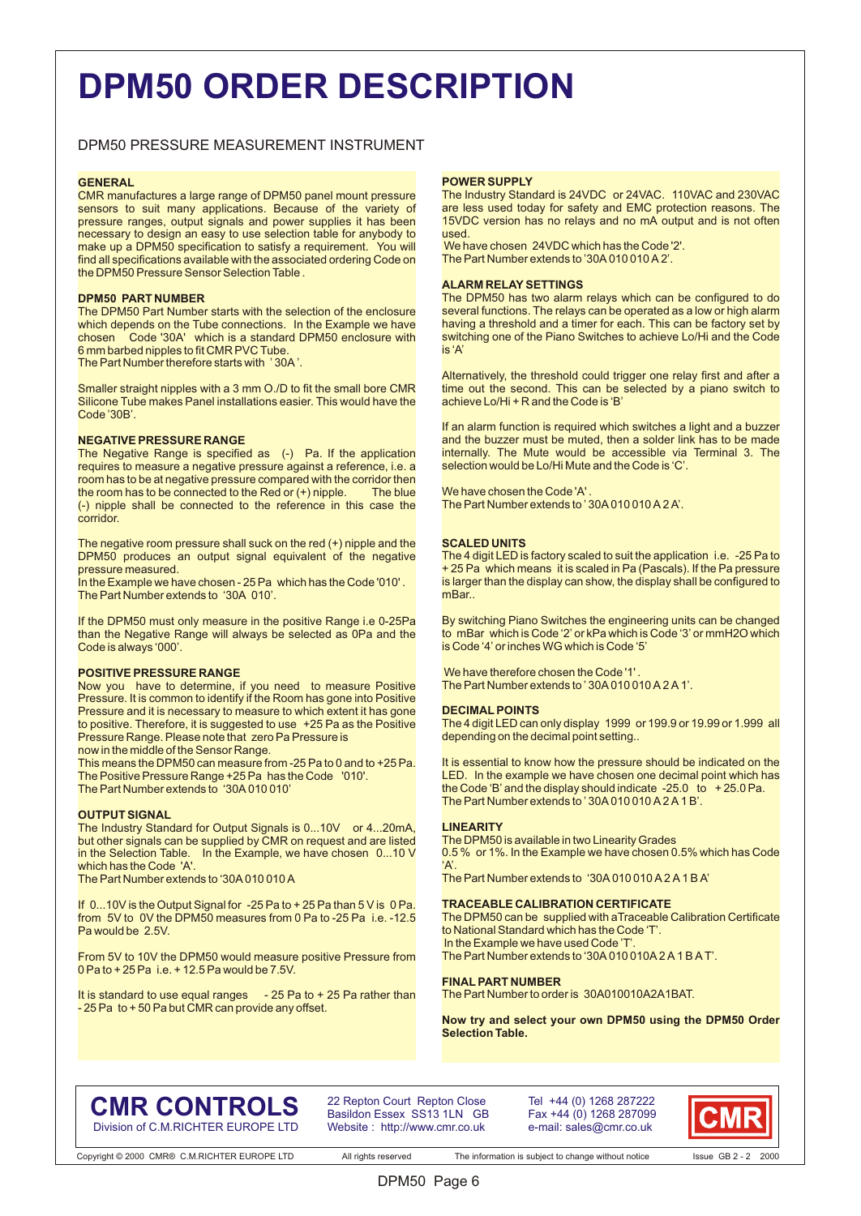# DPM50 ORDER DESCRIPTION

DPM50 PRESSURE MEASUREMENT INSTRUMENT

**GENERAL**
CMR manufactures a large range of DPM50 panel mount pressure sensors to suit many applications. Because of the variety of pressure ranges, output signals and power supplies it has been necessary to design an easy to use selection table for anybody to make up a DPM50 specification to satisfy a requirement. You will find all specifications available with the associated ordering Code on the DPM50 Pressure Sensor Selection Table .

**DPM50 PART NUMBER**
The DPM50 Part Number starts with the selection of the enclosure which depends on the Tube connections. In the Example we have chosen Code '30A' which is a standard DPM50 enclosure with 6 mm barbed nipples to fit CMR PVC Tube.
The Part Number therefore starts with ' 30A '.

Smaller straight nipples with a 3 mm O./D to fit the small bore CMR Silicone Tube makes Panel installations easier. This would have the Code '30B'.

**NEGATIVE PRESSURE RANGE**
The Negative Range is specified as (-) Pa. If the application requires to measure a negative pressure against a reference, i.e. a room has to be at negative pressure compared with the corridor then the room has to be connected to the Red or (+) nipple. The blue (-) nipple shall be connected to the reference in this case the corridor.

The negative room pressure shall suck on the red (+) nipple and the DPM50 produces an output signal equivalent of the negative pressure measured.
In the Example we have chosen - 25 Pa which has the Code '010' .
The Part Number extends to '30A 010'.

If the DPM50 must only measure in the positive Range i.e 0-25Pa than the Negative Range will always be selected as 0Pa and the Code is always '000'.

**POSITIVE PRESSURE RANGE**
Now you have to determine, if you need to measure Positive Pressure. It is common to identify if the Room has gone into Positive Pressure and it is necessary to measure to which extent it has gone to positive. Therefore, it is suggested to use +25 Pa as the Positive Pressure Range. Please note that zero Pa Pressure is now in the middle of the Sensor Range.
This means the DPM50 can measure from -25 Pa to 0 and to +25 Pa.
The Positive Pressure Range +25 Pa has the Code '010'.
The Part Number extends to '30A 010 010'

**OUTPUT SIGNAL**
The Industry Standard for Output Signals is 0...10V or 4...20mA, but other signals can be supplied by CMR on request and are listed in the Selection Table. In the Example, we have chosen 0...10 V which has the Code 'A'.
The Part Number extends to '30A 010 010 A

If 0...10V is the Output Signal for -25 Pa to + 25 Pa than 5 V is 0 Pa. from 5V to 0V the DPM50 measures from 0 Pa to -25 Pa i.e. -12.5 Pa would be 2.5V.

From 5V to 10V the DPM50 would measure positive Pressure from 0 Pa to + 25 Pa i.e. + 12.5 Pa would be 7.5V.

It is standard to use equal ranges - 25 Pa to + 25 Pa rather than - 25 Pa to + 50 Pa but CMR can provide any offset.

**POWER SUPPLY**
The Industry Standard is 24VDC or 24VAC. 110VAC and 230VAC are less used today for safety and EMC protection reasons. The 15VDC version has no relays and no mA output and is not often used.
We have chosen 24VDC which has the Code '2'.
The Part Number extends to '30A 010 010 A 2'.

**ALARM RELAY SETTINGS**
The DPM50 has two alarm relays which can be configured to do several functions. The relays can be operated as a low or high alarm having a threshold and a timer for each. This can be factory set by switching one of the Piano Switches to achieve Lo/Hi and the Code is 'A'

Alternatively, the threshold could trigger one relay first and after a time out the second. This can be selected by a piano switch to achieve Lo/Hi + R and the Code is 'B'

If an alarm function is required which switches a light and a buzzer and the buzzer must be muted, then a solder link has to be made internally. The Mute would be accessible via Terminal 3. The selection would be Lo/Hi Mute and the Code is 'C'.

We have chosen the Code 'A' .
The Part Number extends to ' 30A 010 010 A 2 A'.

**SCALED UNITS**
The 4 digit LED is factory scaled to suit the application i.e. -25 Pa to + 25 Pa which means it is scaled in Pa (Pascals). If the Pa pressure is larger than the display can show, the display shall be configured to mBar..

By switching Piano Switches the engineering units can be changed to mBar which is Code '2' or kPa which is Code '3' or mmH2O which is Code '4' or inches WG which is Code '5'

We have therefore chosen the Code '1' .
The Part Number extends to ' 30A 010 010 A 2 A 1'.

**DECIMAL POINTS**
The 4 digit LED can only display 1999 or 199.9 or 19.99 or 1.999 all depending on the decimal point setting..

It is essential to know how the pressure should be indicated on the LED. In the example we have chosen one decimal point which has the Code 'B' and the display should indicate -25.0 to + 25.0 Pa.
The Part Number extends to ' 30A 010 010 A 2 A 1 B'.

**LINEARITY**
The DPM50 is available in two Linearity Grades
0.5 % or 1%. In the Example we have chosen 0.5% which has Code 'A'.
The Part Number extends to '30A 010 010 A 2 A 1 B A'

**TRACEABLE CALIBRATION CERTIFICATE**
The DPM50 can be supplied with a Traceable Calibration Certificate to National Standard which has the Code 'T'.
In the Example we have used Code 'T'.
The Part Number extends to '30A 010 010A 2 A 1 B A T'.

**FINAL PART NUMBER**
The Part Number to order is 30A010010A2A1BAT.

**Now try and select your own DPM50 using the DPM50 Order Selection Table.**

**CMR CONTROLS**
Division of C.M.RICHTER EUROPE LTD

22 Repton Court Repton Close
Basildon Essex SS13 1LN GB
Website : http://www.cmr.co.uk

Tel +44 (0) 1268 287222
Fax +44 (0) 1268 287099
e-mail: sales@cmr.co.uk

Copyright © 2000 CMR® C.M.RICHTER EUROPE LTD All rights reserved The information is subject to change without notice Issue GB 2 - 2 2000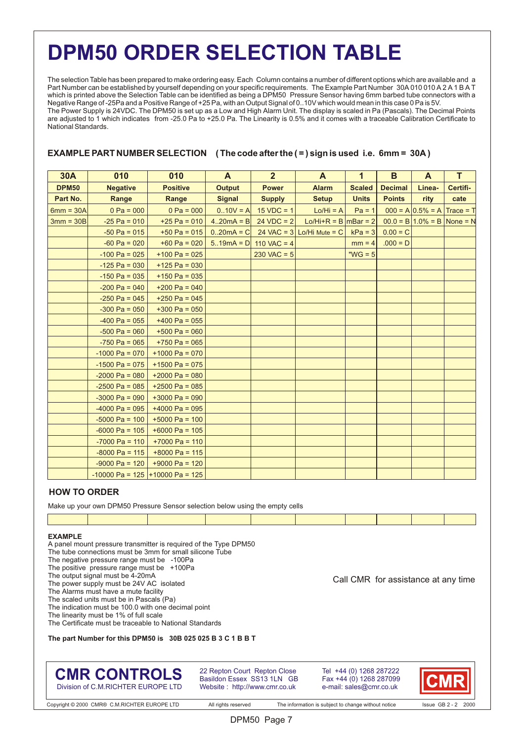# DPM50 ORDER SELECTION TABLE

The selection Table has been prepared to make ordering easy. Each Column contains a number of different options which are available and a Part Number can be established by yourself depending on your specific requirements. The Example Part Number 30A 010 010 A 2 A 1 B A T which is printed above the Selection Table can be identified as being a DPM50 Pressure Sensor having 6mm barbed tube connectors with a Negative Range of -25Pa and a Positive Range of +25 Pa, with an Output Signal of 0..10V which would mean in this case 0 Pa is 5V. The Power Supply is 24VDC. The DPM50 is set up as a Low and High Alarm Unit. The display is scaled in Pa (Pascals). The Decimal Points are adjusted to 1 which indicates from -25.0 Pa to +25.0 Pa. The Linearity is 0.5% and it comes with a traceable Calibration Certificate to National Standards.

### EXAMPLE PART NUMBER SELECTION ( The code after the ( = ) sign is used i.e. 6mm = 30A )

| 30A | 010 | 010 | A | 2 | A | 1 | B | A | T |
|---|---|---|---|---|---|---|---|---|---|
| **DPM50** | **Negative** | **Positive** | **Output** | **Power** | **Alarm** | **Scaled** | **Decimal** | **Linea-** | **Certifi-** |
| **Part No.** | **Range** | **Range** | **Signal** | **Supply** | **Setup** | **Units** | **Points** | **rity** | **cate** |
| 6mm = 30A | 0 Pa = 000 | 0 Pa = 000 | 0..10V = A | 15 VDC = 1 | Lo/Hi = A | Pa = 1 | 000 = A | 0.5% = A | Trace = T |
| 3mm = 30B | -25 Pa = 010 | +25 Pa = 010 | 4..20mA = B | 24 VDC = 2 | Lo/Hi+R = B | mBar = 2 | 00.0 = B | 1.0% = B | None = N |
| | -50 Pa = 015 | +50 Pa = 015 | 0..20mA = C | 24 VAC = 3 | Lo/Hi Mute = C | kPa = 3 | 0.00 = C | | |
| | -60 Pa = 020 | +60 Pa = 020 | 5..19mA = D | 110 VAC = 4 | | mm = 4 | .000 = D | | |
| | -100 Pa = 025 | +100 Pa = 025 | | 230 VAC = 5 | | "WG = 5 | | | |
| | -125 Pa = 030 | +125 Pa = 030 | | | | | | | |
| | -150 Pa = 035 | +150 Pa = 035 | | | | | | | |
| | -200 Pa = 040 | +200 Pa = 040 | | | | | | | |
| | -250 Pa = 045 | +250 Pa = 045 | | | | | | | |
| | -300 Pa = 050 | +300 Pa = 050 | | | | | | | |
| | -400 Pa = 055 | +400 Pa = 055 | | | | | | | |
| | -500 Pa = 060 | +500 Pa = 060 | | | | | | | |
| | -750 Pa = 065 | +750 Pa = 065 | | | | | | | |
| | -1000 Pa = 070 | +1000 Pa = 070 | | | | | | | |
| | -1500 Pa = 075 | +1500 Pa = 075 | | | | | | | |
| | -2000 Pa = 080 | +2000 Pa = 080 | | | | | | | |
| | -2500 Pa = 085 | +2500 Pa = 085 | | | | | | | |
| | -3000 Pa = 090 | +3000 Pa = 090 | | | | | | | |
| | -4000 Pa = 095 | +4000 Pa = 095 | | | | | | | |
| | -5000 Pa = 100 | +5000 Pa = 100 | | | | | | | |
| | -6000 Pa = 105 | +6000 Pa = 105 | | | | | | | |
| | -7000 Pa = 110 | +7000 Pa = 110 | | | | | | | |
| | -8000 Pa = 115 | +8000 Pa = 115 | | | | | | | |
| | -9000 Pa = 120 | +9000 Pa = 120 | | | | | | | |
| | -10000 Pa = 125 | +10000 Pa = 125 | | | | | | | |

### HOW TO ORDER

Make up your own DPM50 Pressure Sensor selection below using the empty cells

| | | | | | | | | | |
|---|---|---|---|---|---|---|---|---|---|
| | | | | | | | | | |

**EXAMPLE**

A panel mount pressure transmitter is required of the Type DPM50
The tube connections must be 3mm for small silicone Tube
The negative pressure range must be -100Pa
The positive pressure range must be +100Pa
The output signal must be 4-20mA
The power supply must be 24V AC isolated
The Alarms must have a mute facility
The scaled units must be in Pascals (Pa)
The indication must be 100.0 with one decimal point
The linearity must be 1% of full scale
The Certificate must be traceable to National Standards

Call CMR for assistance at any time

**The part Number for this DPM50 is 30B 025 025 B 3 C 1 B B T**

**CMR CONTROLS**
Division of C.M.RICHTER EUROPE LTD

22 Repton Court Repton Close
Basildon Essex SS13 1LN GB
Website : http://www.cmr.co.uk

Tel +44 (0) 1268 287222
Fax +44 (0) 1268 287099
e-mail: sales@cmr.co.uk

Copyright © 2000 CMR® C.M.RICHTER EUROPE LTD All rights reserved The information is subject to change without notice Issue GB 2 - 2 2000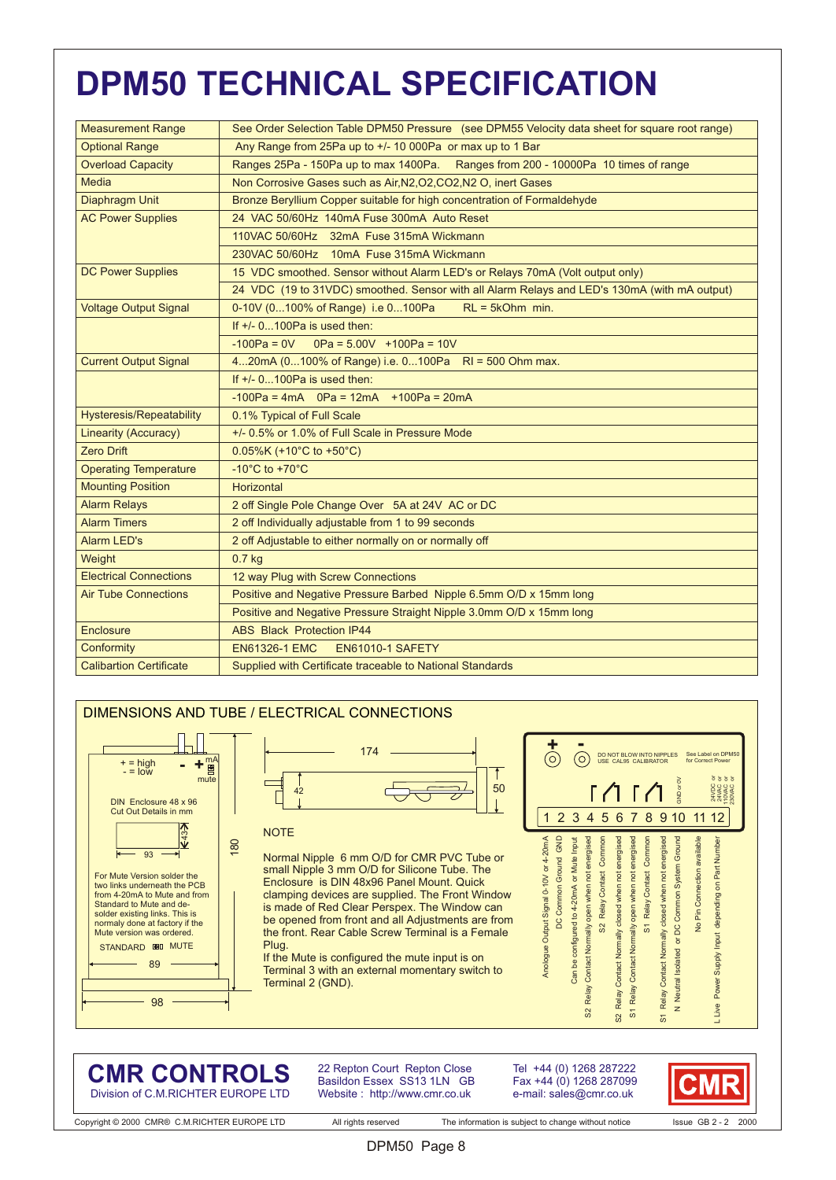# DPM50 TECHNICAL SPECIFICATION

| | |
|---|---|
| Measurement Range | See Order Selection Table DPM50 Pressure (see DPM55 Velocity data sheet for square root range) |
| Optional Range | Any Range from 25Pa up to +/- 10 000Pa or max up to 1 Bar |
| Overload Capacity | Ranges 25Pa - 150Pa up to max 1400Pa. Ranges from 200 - 10000Pa 10 times of range |
| Media | Non Corrosive Gases such as Air,N2,O2,CO2,N2 O, inert Gases |
| Diaphragm Unit | Bronze Beryllium Copper suitable for high concentration of Formaldehyde |
| AC Power Supplies | 24 VAC 50/60Hz 140mA Fuse 300mA Auto Reset |
| | 110VAC 50/60Hz 32mA Fuse 315mA Wickmann |
| | 230VAC 50/60Hz 10mA Fuse 315mA Wickmann |
| DC Power Supplies | 15 VDC smoothed. Sensor without Alarm LED's or Relays 70mA (Volt output only) |
| | 24 VDC (19 to 31VDC) smoothed. Sensor with all Alarm Relays and LED's 130mA (with mA output) |
| Voltage Output Signal | 0-10V (0...100% of Range) i.e 0...100Pa RL = 5kOhm min. |
| | If +/- 0...100Pa is used then: |
| | -100Pa = 0V 0Pa = 5.00V +100Pa = 10V |
| Current Output Signal | 4...20mA (0...100% of Range) i.e. 0...100Pa RI = 500 Ohm max. |
| | If +/- 0...100Pa is used then: |
| | -100Pa = 4mA 0Pa = 12mA +100Pa = 20mA |
| Hysteresis/Repeatability | 0.1% Typical of Full Scale |
| Linearity (Accuracy) | +/- 0.5% or 1.0% of Full Scale in Pressure Mode |
| Zero Drift | 0.05%K (+10°C to +50°C) |
| Operating Temperature | -10°C to +70°C |
| Mounting Position | Horizontal |
| Alarm Relays | 2 off Single Pole Change Over 5A at 24V AC or DC |
| Alarm Timers | 2 off Individually adjustable from 1 to 99 seconds |
| Alarm LED's | 2 off Adjustable to either normally on or normally off |
| Weight | 0.7 kg |
| Electrical Connections | 12 way Plug with Screw Connections |
| Air Tube Connections | Positive and Negative Pressure Barbed Nipple 6.5mm O/D x 15mm long |
| | Positive and Negative Pressure Straight Nipple 3.0mm O/D x 15mm long |
| Enclosure | ABS Black Protection IP44 |
| Conformity | EN61326-1 EMC EN61010-1 SAFETY |
| Calibartion Certificate | Supplied with Certificate traceable to National Standards |

## DIMENSIONS AND TUBE / ELECTRICAL CONNECTIONS

+ = high
- = low

mA
mute

DIN Enclosure 48 x 96
Cut Out Details in mm

43
93
180

For Mute Version solder the two links underneath the PCB from 4-20mA to Mute and from Standard to Mute and de-solder existing links. This is normally done at factory if the Mute version was ordered.

STANDARD MUTE

89
98

174
42
50

NOTE

Normal Nipple 6 mm O/D for CMR PVC Tube or small Nipple 3 mm O/D for Silicone Tube. The Enclosure is DIN 48x96 Panel Mount. Quick clamping devices are supplied. The Front Window is made of Red Clear Perspex. The Window can be opened from front and all Adjustments are from the front. Rear Cable Screw Terminal is a Female Plug.

If the Mute is configured the mute input is on Terminal 3 with an external momentary switch to Terminal 2 (GND).

DO NOT BLOW INTO NIPPLES
USE CAL95 CALIBRATOR

See Label on DPM50 for Correct Power

GND or 0V

24VDC or 24VAC or 110VAC or 230VAC or

1 2 3 4 5 6 7 8 9 10 11 12

1. Anologue Output Signal 0-10V or 4-20mA
2. DC Common Ground GND
3. Can be configured to 4-20mA or Mute Input
4. S2 Relay Contact Normally open when not energised
5. S2 Relay Contact Common
6. S2 Relay Contact Normally closed when not energised
7. S1 Relay Contact Normally open when not energised
8. S1 Relay Contact Common
9. S1 Relay Contact Normally closed when not energised
10. N Neutral Isolated or DC Common System Ground
11. No Pin Connection available
12. L Live Power Supply Input depending on Part Number

**CMR CONTROLS**
Division of C.M.RICHTER EUROPE LTD

22 Repton Court Repton Close
Basildon Essex SS13 1LN GB
Website : http://www.cmr.co.uk

Tel +44 (0) 1268 287222
Fax +44 (0) 1268 287099
e-mail: sales@cmr.co.uk

CMR

Copyright © 2000 CMR® C.M.RICHTER EUROPE LTD All rights reserved The information is subject to change without notice Issue GB 2 - 2 2000